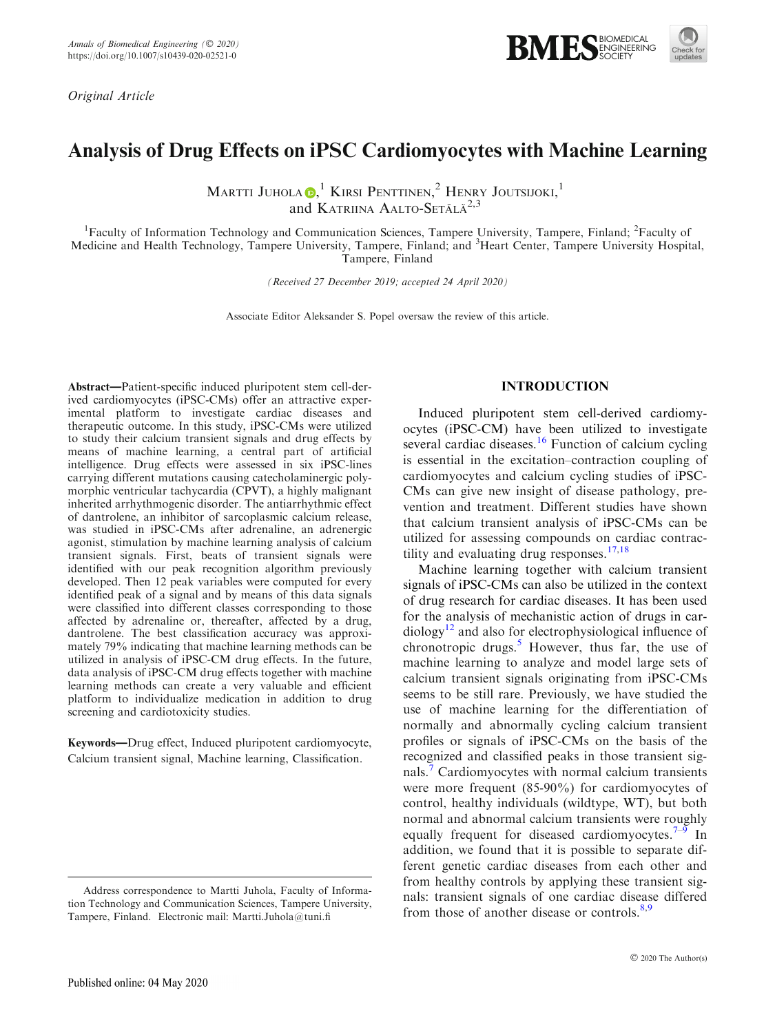*Original Article*

# Analysis of Drug Effects on iPSC Cardiomyocytes with Machine Learning

MARTTI JUHOLA,[1] KIRSI PENTTINEN,[2] HENRY JOUTSIJOKI,[1] and KATRIINA AALTO-SETÄLÄ[2,3]

[1]Faculty of Information Technology and Communication Sciences, Tampere University, Tampere, Finland; [2]Faculty of Medicine and Health Technology, Tampere University, Tampere, Finland; and [3]Heart Center, Tampere University Hospital, Tampere, Finland

*(Received 27 December 2019; accepted 24 April 2020)*

Associate Editor Aleksander S. Popel oversaw the review of this article.

**Abstract**—Patient-specific induced pluripotent stem cell-derived cardiomyocytes (iPSC-CMs) offer an attractive experimental platform to investigate cardiac diseases and therapeutic outcome. In this study, iPSC-CMs were utilized to study their calcium transient signals and drug effects by means of machine learning, a central part of artificial intelligence. Drug effects were assessed in six iPSC-lines carrying different mutations causing catecholaminergic polymorphic ventricular tachycardia (CPVT), a highly malignant inherited arrhythmogenic disorder. The antiarrhythmic effect of dantrolene, an inhibitor of sarcoplasmic calcium release, was studied in iPSC-CMs after adrenaline, an adrenergic agonist, stimulation by machine learning analysis of calcium transient signals. First, beats of transient signals were identified with our peak recognition algorithm previously developed. Then 12 peak variables were computed for every identified peak of a signal and by means of this data signals were classified into different classes corresponding to those affected by adrenaline or, thereafter, affected by a drug, dantrolene. The best classification accuracy was approximately 79% indicating that machine learning methods can be utilized in analysis of iPSC-CM drug effects. In the future, data analysis of iPSC-CM drug effects together with machine learning methods can create a very valuable and efficient platform to individualize medication in addition to drug screening and cardiotoxicity studies.

**Keywords**—Drug effect, Induced pluripotent cardiomyocyte, Calcium transient signal, Machine learning, Classification.

## INTRODUCTION

Induced pluripotent stem cell-derived cardiomyocytes (iPSC-CM) have been utilized to investigate several cardiac diseases.[16] Function of calcium cycling is essential in the excitation–contraction coupling of cardiomyocytes and calcium cycling studies of iPSC-CMs can give new insight of disease pathology, prevention and treatment. Different studies have shown that calcium transient analysis of iPSC-CMs can be utilized for assessing compounds on cardiac contractility and evaluating drug responses.[17,18]

Machine learning together with calcium transient signals of iPSC-CMs can also be utilized in the context of drug research for cardiac diseases. It has been used for the analysis of mechanistic action of drugs in cardiology[12] and also for electrophysiological influence of chronotropic drugs.[5] However, thus far, the use of machine learning to analyze and model large sets of calcium transient signals originating from iPSC-CMs seems to be still rare. Previously, we have studied the use of machine learning for the differentiation of normally and abnormally cycling calcium transient profiles or signals of iPSC-CMs on the basis of the recognized and classified peaks in those transient signals.[7] Cardiomyocytes with normal calcium transients were more frequent (85-90%) for cardiomyocytes of control, healthy individuals (wildtype, WT), but both normal and abnormal calcium transients were roughly equally frequent for diseased cardiomyocytes.[7–9] In addition, we found that it is possible to separate different genetic cardiac diseases from each other and from healthy controls by applying these transient signals: transient signals of one cardiac disease differed from those of another disease or controls.[8,9]

Address correspondence to Martti Juhola, Faculty of Information Technology and Communication Sciences, Tampere University, Tampere, Finland. Electronic mail: Martti.Juhola@tuni.fi

Published online: 04 May 2020

© 2020 The Author(s)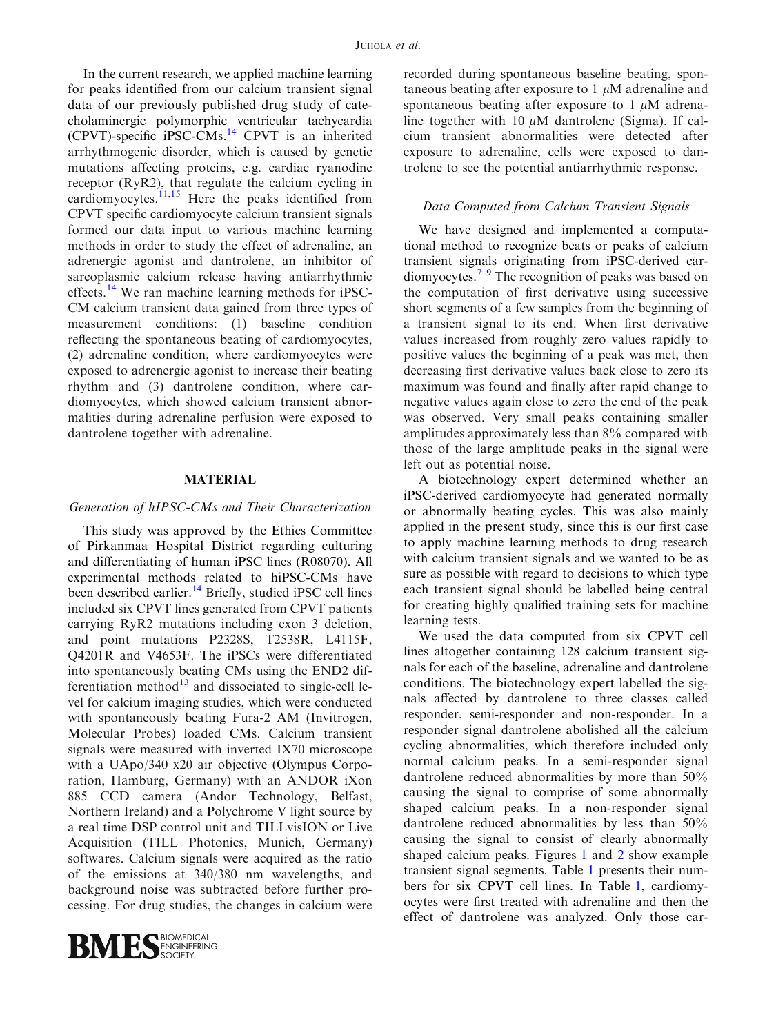In the current research, we applied machine learning for peaks identified from our calcium transient signal data of our previously published drug study of catecholaminergic polymorphic ventricular tachycardia (CPVT)-specific iPSC-CMs.[14] CPVT is an inherited arrhythmogenic disorder, which is caused by genetic mutations affecting proteins, e.g. cardiac ryanodine receptor (RyR2), that regulate the calcium cycling in cardiomyocytes.[11,15] Here the peaks identified from CPVT specific cardiomyocyte calcium transient signals formed our data input to various machine learning methods in order to study the effect of adrenaline, an adrenergic agonist and dantrolene, an inhibitor of sarcoplasmic calcium release having antiarrhythmic effects.[14] We ran machine learning methods for iPSC-CM calcium transient data gained from three types of measurement conditions: (1) baseline condition reflecting the spontaneous beating of cardiomyocytes, (2) adrenaline condition, where cardiomyocytes were exposed to adrenergic agonist to increase their beating rhythm and (3) dantrolene condition, where cardiomyocytes, which showed calcium transient abnormalities during adrenaline perfusion were exposed to dantrolene together with adrenaline.

## MATERIAL

### *Generation of hIPSC-CMs and Their Characterization*

This study was approved by the Ethics Committee of Pirkanmaa Hospital District regarding culturing and differentiating of human iPSC lines (R08070). All experimental methods related to hiPSC-CMs have been described earlier.[14] Briefly, studied iPSC cell lines included six CPVT lines generated from CPVT patients carrying RyR2 mutations including exon 3 deletion, and point mutations P2328S, T2538R, L4115F, Q4201R and V4653F. The iPSCs were differentiated into spontaneously beating CMs using the END2 differentiation method[13] and dissociated to single-cell level for calcium imaging studies, which were conducted with spontaneously beating Fura-2 AM (Invitrogen, Molecular Probes) loaded CMs. Calcium transient signals were measured with inverted IX70 microscope with a UApo/340 x20 air objective (Olympus Corporation, Hamburg, Germany) with an ANDOR iXon 885 CCD camera (Andor Technology, Belfast, Northern Ireland) and a Polychrome V light source by a real time DSP control unit and TILLvisION or Live Acquisition (TILL Photonics, Munich, Germany) softwares. Calcium signals were acquired as the ratio of the emissions at 340/380 nm wavelengths, and background noise was subtracted before further processing. For drug studies, the changes in calcium were recorded during spontaneous baseline beating, spontaneous beating after exposure to 1 $\mu$M adrenaline and spontaneous beating after exposure to 1 $\mu$M adrenaline together with 10 $\mu$M dantrolene (Sigma). If calcium transient abnormalities were detected after exposure to adrenaline, cells were exposed to dantrolene to see the potential antiarrhythmic response.

### *Data Computed from Calcium Transient Signals*

We have designed and implemented a computational method to recognize beats or peaks of calcium transient signals originating from iPSC-derived cardiomyocytes.[7–9] The recognition of peaks was based on the computation of first derivative using successive short segments of a few samples from the beginning of a transient signal to its end. When first derivative values increased from roughly zero values rapidly to positive values the beginning of a peak was met, then decreasing first derivative values back close to zero its maximum was found and finally after rapid change to negative values again close to zero the end of the peak was observed. Very small peaks containing smaller amplitudes approximately less than 8% compared with those of the large amplitude peaks in the signal were left out as potential noise.

A biotechnology expert determined whether an iPSC-derived cardiomyocyte had generated normally or abnormally beating cycles. This was also mainly applied in the present study, since this is our first case to apply machine learning methods to drug research with calcium transient signals and we wanted to be as sure as possible with regard to decisions to which type each transient signal should be labelled being central for creating highly qualified training sets for machine learning tests.

We used the data computed from six CPVT cell lines altogether containing 128 calcium transient signals for each of the baseline, adrenaline and dantrolene conditions. The biotechnology expert labelled the signals affected by dantrolene to three classes called responder, semi-responder and non-responder. In a responder signal dantrolene abolished all the calcium cycling abnormalities, which therefore included only normal calcium peaks. In a semi-responder signal dantrolene reduced abnormalities by more than 50% causing the signal to comprise of some abnormally shaped calcium peaks. In a non-responder signal dantrolene reduced abnormalities by less than 50% causing the signal to consist of clearly abnormally shaped calcium peaks. Figures 1 and 2 show example transient signal segments. Table 1 presents their numbers for six CPVT cell lines. In Table 1, cardiomyocytes were first treated with adrenaline and then the effect of dantrolene was analyzed. Only those car-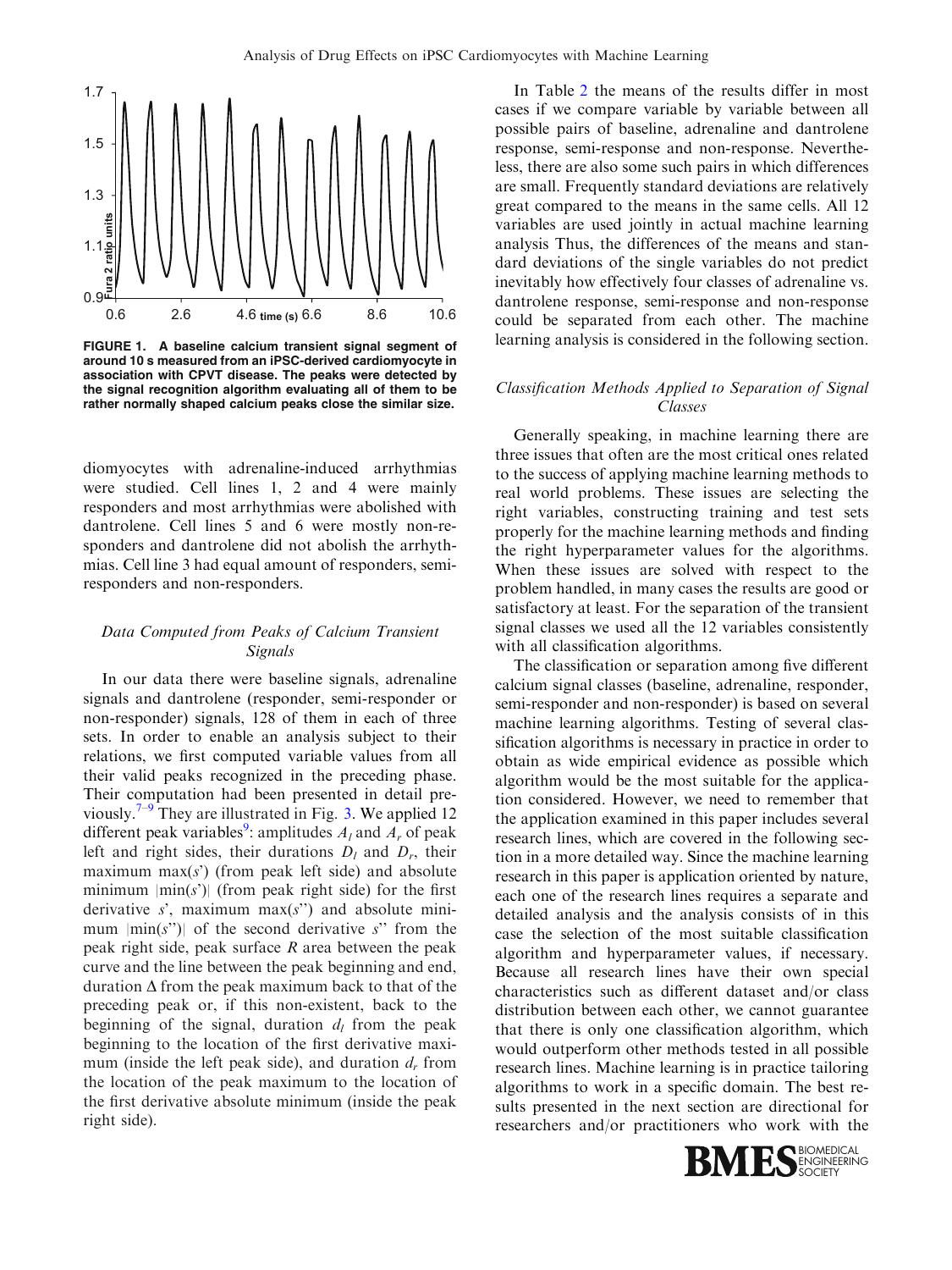1.7
1.5
1.3
1.1
0.9
Fura 2 ratio units
0.6
2.6
4.6 time (s) 6.6
8.6
10.6

**FIGURE 1. A baseline calcium transient signal segment of around 10 s measured from an iPSC-derived cardiomyocyte in association with CPVT disease. The peaks were detected by the signal recognition algorithm evaluating all of them to be rather normally shaped calcium peaks close the similar size.**

diomyocytes with adrenaline-induced arrhythmias were studied. Cell lines 1, 2 and 4 were mainly responders and most arrhythmias were abolished with dantrolene. Cell lines 5 and 6 were mostly non-responders and dantrolene did not abolish the arrhythmias. Cell line 3 had equal amount of responders, semi-responders and non-responders.

### *Data Computed from Peaks of Calcium Transient Signals*

In our data there were baseline signals, adrenaline signals and dantrolene (responder, semi-responder or non-responder) signals, 128 of them in each of three sets. In order to enable an analysis subject to their relations, we first computed variable values from all their valid peaks recognized in the preceding phase. Their computation had been presented in detail previously.[7–9] They are illustrated in Fig. 3. We applied 12 different peak variables[9]: amplitudes $A_l$ and $A_r$ of peak left and right sides, their durations $D_l$ and $D_r$, their maximum max($s$') (from peak left side) and absolute minimum |min($s$')| (from peak right side) for the first derivative $s$', maximum max($s$'') and absolute minimum |min($s$'')| of the second derivative $s$'' from the peak right side, peak surface $R$ area between the peak curve and the line between the peak beginning and end, duration $\Delta$ from the peak maximum back to that of the preceding peak or, if this non-existent, back to the beginning of the signal, duration $d_l$ from the peak beginning to the location of the first derivative maximum (inside the left peak side), and duration $d_r$ from the location of the peak maximum to the location of the first derivative absolute minimum (inside the peak right side).

In Table 2 the means of the results differ in most cases if we compare variable by variable between all possible pairs of baseline, adrenaline and dantrolene response, semi-response and non-response. Nevertheless, there are also some such pairs in which differences are small. Frequently standard deviations are relatively great compared to the means in the same cells. All 12 variables are used jointly in actual machine learning analysis Thus, the differences of the means and standard deviations of the single variables do not predict inevitably how effectively four classes of adrenaline vs. dantrolene response, semi-response and non-response could be separated from each other. The machine learning analysis is considered in the following section.

### *Classification Methods Applied to Separation of Signal Classes*

Generally speaking, in machine learning there are three issues that often are the most critical ones related to the success of applying machine learning methods to real world problems. These issues are selecting the right variables, constructing training and test sets properly for the machine learning methods and finding the right hyperparameter values for the algorithms. When these issues are solved with respect to the problem handled, in many cases the results are good or satisfactory at least. For the separation of the transient signal classes we used all the 12 variables consistently with all classification algorithms.

The classification or separation among five different calcium signal classes (baseline, adrenaline, responder, semi-responder and non-responder) is based on several machine learning algorithms. Testing of several classification algorithms is necessary in practice in order to obtain as wide empirical evidence as possible which algorithm would be the most suitable for the application considered. However, we need to remember that the application examined in this paper includes several research lines, which are covered in the following section in a more detailed way. Since the machine learning research in this paper is application oriented by nature, each one of the research lines requires a separate and detailed analysis and the analysis consists of in this case the selection of the most suitable classification algorithm and hyperparameter values, if necessary. Because all research lines have their own special characteristics such as different dataset and/or class distribution between each other, we cannot guarantee that there is only one classification algorithm, which would outperform other methods tested in all possible research lines. Machine learning is in practice tailoring algorithms to work in a specific domain. The best results presented in the next section are directional for researchers and/or practitioners who work with the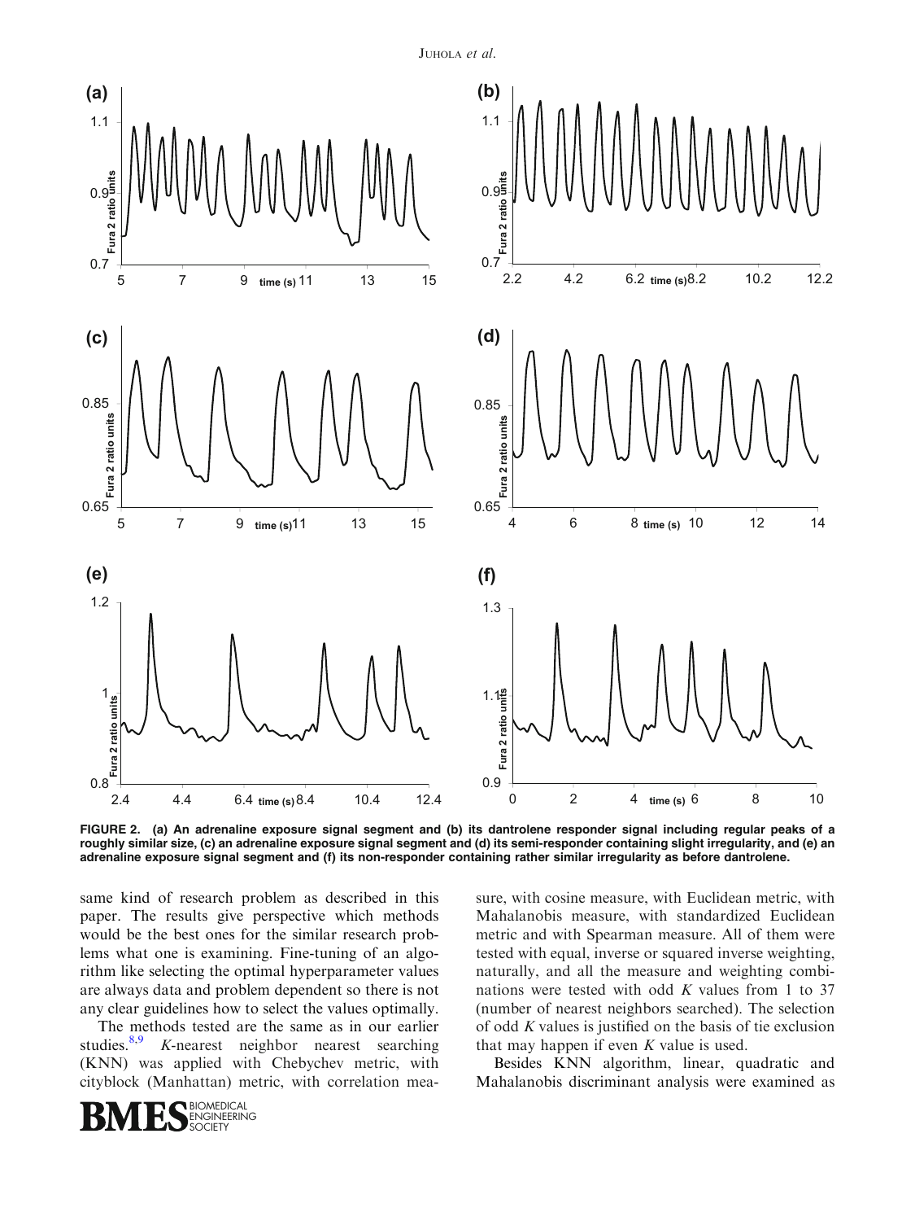FIGURE 2. (a) An adrenaline exposure signal segment and (b) its dantrolene responder signal including regular peaks of a roughly similar size, (c) an adrenaline exposure signal segment and (d) its semi-responder containing slight irregularity, and (e) an adrenaline exposure signal segment and (f) its non-responder containing rather similar irregularity as before dantrolene.

same kind of research problem as described in this paper. The results give perspective which methods would be the best ones for the similar research problems what one is examining. Fine-tuning of an algorithm like selecting the optimal hyperparameter values are always data and problem dependent so there is not any clear guidelines how to select the values optimally.

The methods tested are the same as in our earlier studies.[8,9] *K*-nearest neighbor nearest searching (KNN) was applied with Chebychev metric, with cityblock (Manhattan) metric, with correlation measure, with cosine measure, with Euclidean metric, with Mahalanobis measure, with standardized Euclidean metric and with Spearman measure. All of them were tested with equal, inverse or squared inverse weighting, naturally, and all the measure and weighting combinations were tested with odd *K* values from 1 to 37 (number of nearest neighbors searched). The selection of odd *K* values is justified on the basis of tie exclusion that may happen if even *K* value is used.

Besides KNN algorithm, linear, quadratic and Mahalanobis discriminant analysis were examined as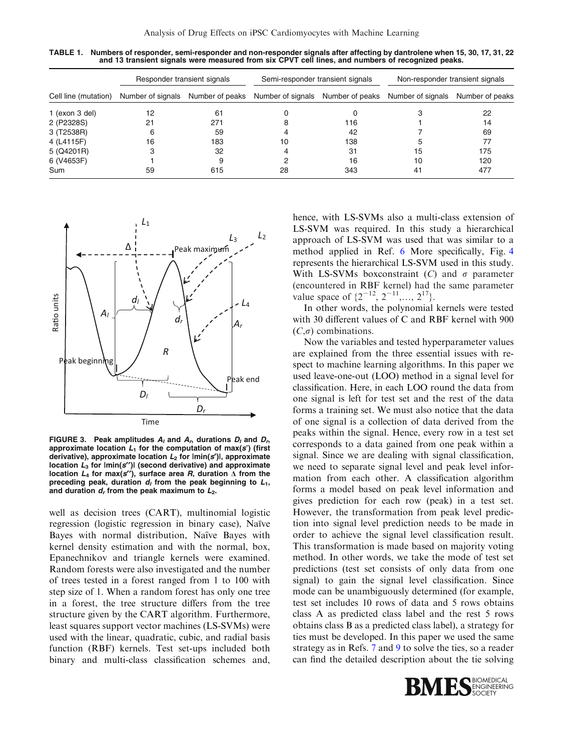**TABLE 1. Numbers of responder, semi-responder and non-responder signals after affecting by dantrolene when 15, 30, 17, 31, 22 and 13 transient signals were measured from six CPVT cell lines, and numbers of recognized peaks.**

| | Responder transient signals | | Semi-responder transient signals | | Non-responder transient signals | |
|---|---|---|---|---|---|---|
| Cell line (mutation) | Number of signals | Number of peaks | Number of signals | Number of peaks | Number of signals | Number of peaks |
| 1 (exon 3 del) | 12 | 61 | 0 | 0 | 3 | 22 |
| 2 (P2328S) | 21 | 271 | 8 | 116 | 1 | 14 |
| 3 (T2538R) | 6 | 59 | 4 | 42 | 7 | 69 |
| 4 (L4115F) | 16 | 183 | 10 | 138 | 5 | 77 |
| 5 (Q4201R) | 3 | 32 | 4 | 31 | 15 | 175 |
| 6 (V4653F) | 1 | 9 | 2 | 16 | 10 | 120 |
| Sum | 59 | 615 | 28 | 343 | 41 | 477 |

**FIGURE 3. Peak amplitudes $A_l$ and $A_r$, durations $D_l$ and $D_r$, approximate location $L_1$ for the computation of max($s'$) (first derivative), approximate location $L_2$ for |min($s'$)|, approximate location $L_3$ for |min($s''$)| (second derivative) and approximate location $L_4$ for max($s''$), surface area $R$, duration $\Delta$ from the preceding peak, duration $d_l$ from the peak beginning to $L_1$, and duration $d_r$ from the peak maximum to $L_2$.**

well as decision trees (CART), multinomial logistic regression (logistic regression in binary case), Naïve Bayes with normal distribution, Naïve Bayes with kernel density estimation and with the normal, box, Epanechnikov and triangle kernels were examined. Random forests were also investigated and the number of trees tested in a forest ranged from 1 to 100 with step size of 1. When a random forest has only one tree in a forest, the tree structure differs from the tree structure given by the CART algorithm. Furthermore, least squares support vector machines (LS-SVMs) were used with the linear, quadratic, cubic, and radial basis function (RBF) kernels. Test set-ups included both binary and multi-class classification schemes and, hence, with LS-SVMs also a multi-class extension of LS-SVM was required. In this study a hierarchical approach of LS-SVM was used that was similar to a method applied in Ref. 6 More specifically, Fig. 4 represents the hierarchical LS-SVM used in this study. With LS-SVMs boxconstraint ($C$) and $\sigma$ parameter (encountered in RBF kernel) had the same parameter value space of $\{2^{-12}, 2^{-11}, \ldots, 2^{17}\}$.

In other words, the polynomial kernels were tested with 30 different values of C and RBF kernel with 900 $(C,\sigma)$ combinations.

Now the variables and tested hyperparameter values are explained from the three essential issues with respect to machine learning algorithms. In this paper we used leave-one-out (LOO) method in a signal level for classification. Here, in each LOO round the data from one signal is left for test set and the rest of the data forms a training set. We must also notice that the data of one signal is a collection of data derived from the peaks within the signal. Hence, every row in a test set corresponds to a data gained from one peak within a signal. Since we are dealing with signal classification, we need to separate signal level and peak level information from each other. A classification algorithm forms a model based on peak level information and gives prediction for each row (peak) in a test set. However, the transformation from peak level prediction into signal level prediction needs to be made in order to achieve the signal level classification result. This transformation is made based on majority voting method. In other words, we take the mode of test set predictions (test set consists of only data from one signal) to gain the signal level classification. Since mode can be unambiguously determined (for example, test set includes 10 rows of data and 5 rows obtains class A as predicted class label and the rest 5 rows obtains class B as a predicted class label), a strategy for ties must be developed. In this paper we used the same strategy as in Refs. 7 and 9 to solve the ties, so a reader can find the detailed description about the tie solving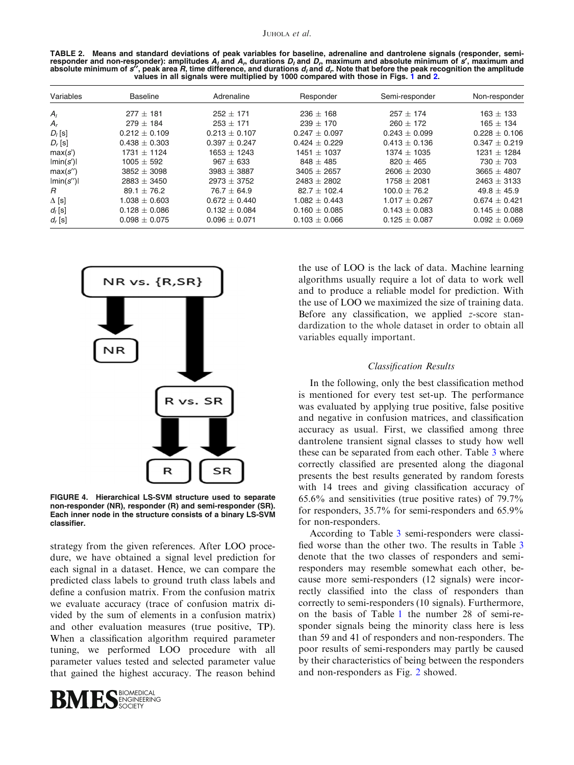**TABLE 2. Means and standard deviations of peak variables for baseline, adrenaline and dantrolene signals (responder, semi-responder and non-responder): amplitudes $A_l$ and $A_r$, durations $D_l$ and $D_r$, maximum and absolute minimum of $s'$, maximum and absolute minimum of $s''$, peak area $R$, time difference, and durations $d_l$ and $d_r$. Note that before the peak recognition the amplitude values in all signals were multiplied by 1000 compared with those in Figs. 1 and 2.**

| Variables | Baseline | Adrenaline | Responder | Semi-responder | Non-responder |
|---|---|---|---|---|---|
| $A_l$ | 277 ± 181 | 252 ± 171 | 236 ± 168 | 257 ± 174 | 163 ± 133 |
| $A_r$ | 279 ± 184 | 253 ± 171 | 239 ± 170 | 260 ± 172 | 165 ± 134 |
| $D_l$ [s] | 0.212 ± 0.109 | 0.213 ± 0.107 | 0.247 ± 0.097 | 0.243 ± 0.099 | 0.228 ± 0.106 |
| $D_r$ [s] | 0.438 ± 0.303 | 0.397 ± 0.247 | 0.424 ± 0.229 | 0.413 ± 0.136 | 0.347 ± 0.219 |
| $\max(s')$ | 1731 ± 1124 | 1653 ± 1243 | 1451 ± 1037 | 1374 ± 1035 | 1231 ± 1284 |
| $\lvert\min(s')\rvert$ | 1005 ± 592 | 967 ± 633 | 848 ± 485 | 820 ± 465 | 730 ± 703 |
| $\max(s'')$ | 3852 ± 3098 | 3983 ± 3887 | 3405 ± 2657 | 2606 ± 2030 | 3665 ± 4807 |
| $\lvert\min(s'')\rvert$ | 2883 ± 3450 | 2973 ± 3752 | 2483 ± 2802 | 1758 ± 2081 | 2463 ± 3133 |
| $R$ | 89.1 ± 76.2 | 76.7 ± 64.9 | 82.7 ± 102.4 | 100.0 ± 76.2 | 49.8 ± 45.9 |
| $\Delta$ [s] | 1.038 ± 0.603 | 0.672 ± 0.440 | 1.082 ± 0.443 | 1.017 ± 0.267 | 0.674 ± 0.421 |
| $d_l$ [s] | 0.128 ± 0.086 | 0.132 ± 0.084 | 0.160 ± 0.085 | 0.143 ± 0.083 | 0.145 ± 0.088 |
| $d_r$ [s] | 0.098 ± 0.075 | 0.096 ± 0.071 | 0.103 ± 0.066 | 0.125 ± 0.087 | 0.092 ± 0.069 |

**FIGURE 4. Hierarchical LS-SVM structure used to separate non-responder (NR), responder (R) and semi-responder (SR). Each inner node in the structure consists of a binary LS-SVM classifier.**

strategy from the given references. After LOO procedure, we have obtained a signal level prediction for each signal in a dataset. Hence, we can compare the predicted class labels to ground truth class labels and define a confusion matrix. From the confusion matrix we evaluate accuracy (trace of confusion matrix divided by the sum of elements in a confusion matrix) and other evaluation measures (true positive, TP). When a classification algorithm required parameter tuning, we performed LOO procedure with all parameter values tested and selected parameter value that gained the highest accuracy. The reason behind the use of LOO is the lack of data. Machine learning algorithms usually require a lot of data to work well and to produce a reliable model for prediction. With the use of LOO we maximized the size of training data. Before any classification, we applied $z$-score standardization to the whole dataset in order to obtain all variables equally important.

### *Classification Results*

In the following, only the best classification method is mentioned for every test set-up. The performance was evaluated by applying true positive, false positive and negative in confusion matrices, and classification accuracy as usual. First, we classified among three dantrolene transient signal classes to study how well these can be separated from each other. Table 3 where correctly classified are presented along the diagonal presents the best results generated by random forests with 14 trees and giving classification accuracy of 65.6% and sensitivities (true positive rates) of 79.7% for responders, 35.7% for semi-responders and 65.9% for non-responders.

According to Table 3 semi-responders were classified worse than the other two. The results in Table 3 denote that the two classes of responders and semi-responders may resemble somewhat each other, because more semi-responders (12 signals) were incorrectly classified into the class of responders than correctly to semi-responders (10 signals). Furthermore, on the basis of Table 1 the number 28 of semi-responder signals being the minority class here is less than 59 and 41 of responders and non-responders. The poor results of semi-responders may partly be caused by their characteristics of being between the responders and non-responders as Fig. 2 showed.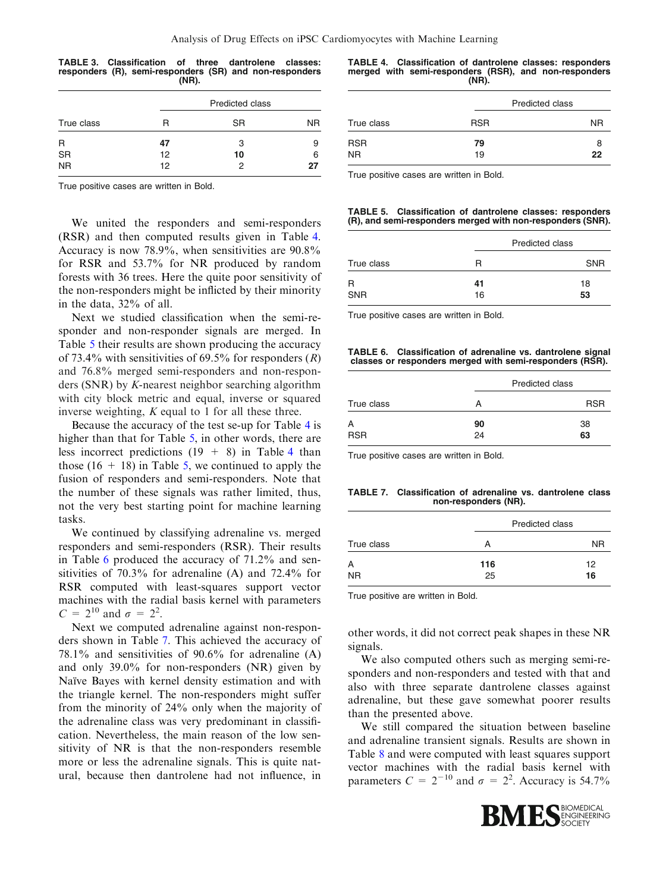**TABLE 3. Classification of three dantrolene classes: responders (R), semi-responders (SR) and non-responders (NR).**

| True class | Predicted class | | |
|---|---|---|---|
| | R | SR | NR |
| R | **47** | 3 | 9 |
| SR | 12 | **10** | 6 |
| NR | 12 | 2 | **27** |

True positive cases are written in Bold.

We united the responders and semi-responders (RSR) and then computed results given in Table 4. Accuracy is now 78.9%, when sensitivities are 90.8% for RSR and 53.7% for NR produced by random forests with 36 trees. Here the quite poor sensitivity of the non-responders might be inflicted by their minority in the data, 32% of all.

Next we studied classification when the semi-responder and non-responder signals are merged. In Table 5 their results are shown producing the accuracy of 73.4% with sensitivities of 69.5% for responders ($R$) and 76.8% merged semi-responders and non-responders (SNR) by $K$-nearest neighbor searching algorithm with city block metric and equal, inverse or squared inverse weighting, $K$ equal to 1 for all these three.

Because the accuracy of the test se-up for Table 4 is higher than that for Table 5, in other words, there are less incorrect predictions (19 + 8) in Table 4 than those (16 + 18) in Table 5, we continued to apply the fusion of responders and semi-responders. Note that the number of these signals was rather limited, thus, not the very best starting point for machine learning tasks.

We continued by classifying adrenaline vs. merged responders and semi-responders (RSR). Their results in Table 6 produced the accuracy of 71.2% and sensitivities of 70.3% for adrenaline (A) and 72.4% for RSR computed with least-squares support vector machines with the radial basis kernel with parameters $C = 2^{10}$ and $\sigma = 2^{2}$.

Next we computed adrenaline against non-responders shown in Table 7. This achieved the accuracy of 78.1% and sensitivities of 90.6% for adrenaline (A) and only 39.0% for non-responders (NR) given by Naïve Bayes with kernel density estimation and with the triangle kernel. The non-responders might suffer from the minority of 24% only when the majority of the adrenaline class was very predominant in classification. Nevertheless, the main reason of the low sensitivity of NR is that the non-responders resemble more or less the adrenaline signals. This is quite natural, because then dantrolene had not influence, in other words, it did not correct peak shapes in these NR signals.

**TABLE 4. Classification of dantrolene classes: responders merged with semi-responders (RSR), and non-responders (NR).**

| True class | Predicted class | |
|---|---|---|
| | RSR | NR |
| RSR | **79** | 8 |
| NR | 19 | **22** |

True positive cases are written in Bold.

**TABLE 5. Classification of dantrolene classes: responders (R), and semi-responders merged with non-responders (SNR).**

| True class | Predicted class | |
|---|---|---|
| | R | SNR |
| R | **41** | 18 |
| SNR | 16 | **53** |

True positive cases are written in Bold.

**TABLE 6. Classification of adrenaline vs. dantrolene signal classes or responders merged with semi-responders (RSR).**

| True class | Predicted class | |
|---|---|---|
| | A | RSR |
| A | **90** | 38 |
| RSR | 24 | **63** |

True positive cases are written in Bold.

**TABLE 7. Classification of adrenaline vs. dantrolene class non-responders (NR).**

| True class | Predicted class | |
|---|---|---|
| | A | NR |
| A | **116** | 12 |
| NR | 25 | **16** |

True positive are written in Bold.

We also computed others such as merging semi-responders and non-responders and tested with that and also with three separate dantrolene classes against adrenaline, but these gave somewhat poorer results than the presented above.

We still compared the situation between baseline and adrenaline transient signals. Results are shown in Table 8 and were computed with least squares support vector machines with the radial basis kernel with parameters $C = 2^{-10}$ and $\sigma = 2^{2}$. Accuracy is 54.7%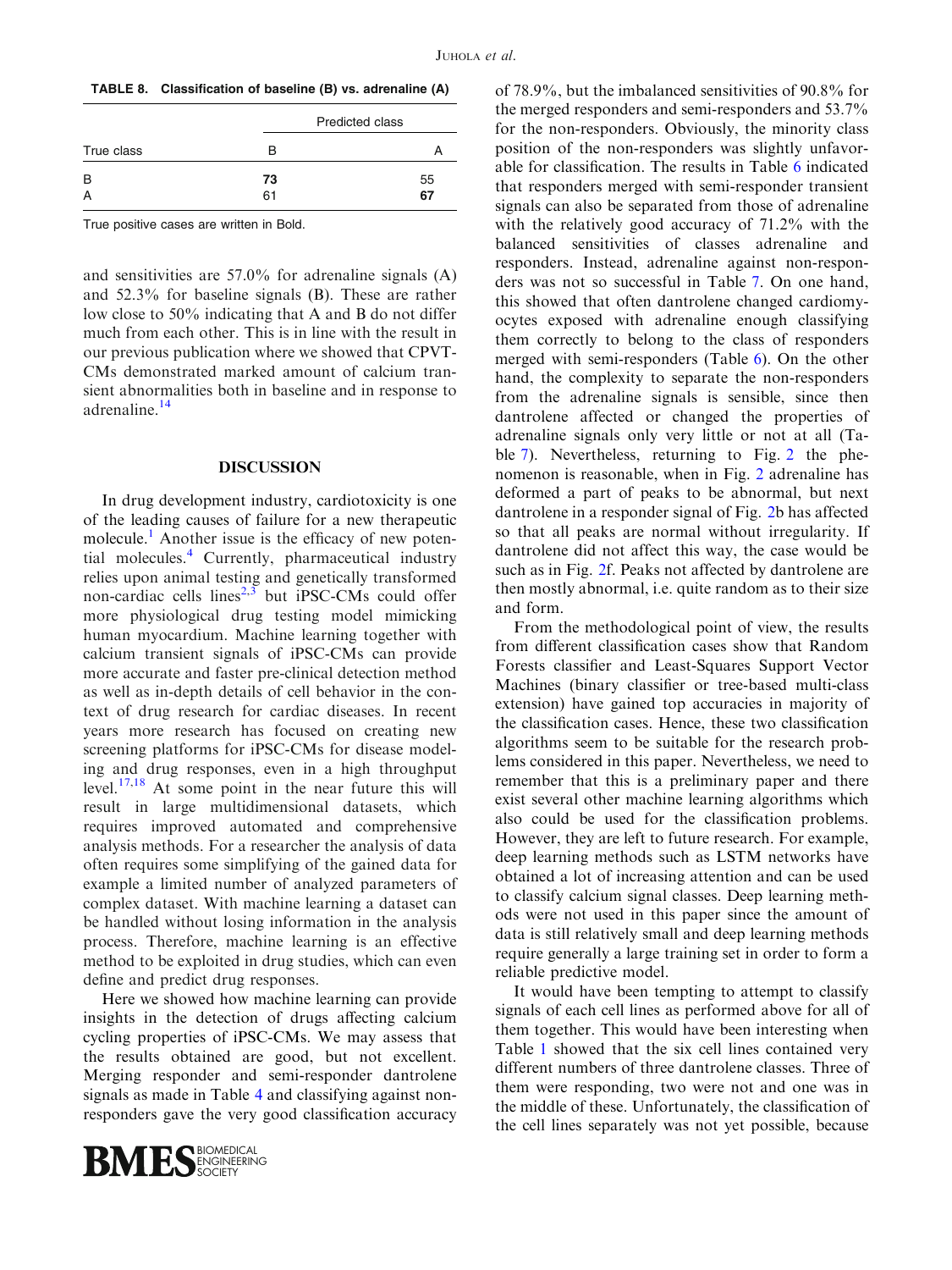**TABLE 8. Classification of baseline (B) vs. adrenaline (A)**

| True class | Predicted class | |
|---|---|---|
| | B | A |
| B | **73** | 55 |
| A | 61 | **67** |

True positive cases are written in Bold.

and sensitivities are 57.0% for adrenaline signals (A) and 52.3% for baseline signals (B). These are rather low close to 50% indicating that A and B do not differ much from each other. This is in line with the result in our previous publication where we showed that CPVT-CMs demonstrated marked amount of calcium transient abnormalities both in baseline and in response to adrenaline.[14]

## DISCUSSION

In drug development industry, cardiotoxicity is one of the leading causes of failure for a new therapeutic molecule.[1] Another issue is the efficacy of new potential molecules.[4] Currently, pharmaceutical industry relies upon animal testing and genetically transformed non-cardiac cells lines[2,3] but iPSC-CMs could offer more physiological drug testing model mimicking human myocardium. Machine learning together with calcium transient signals of iPSC-CMs can provide more accurate and faster pre-clinical detection method as well as in-depth details of cell behavior in the context of drug research for cardiac diseases. In recent years more research has focused on creating new screening platforms for iPSC-CMs for disease modeling and drug responses, even in a high throughput level.[17,18] At some point in the near future this will result in large multidimensional datasets, which requires improved automated and comprehensive analysis methods. For a researcher the analysis of data often requires some simplifying of the gained data for example a limited number of analyzed parameters of complex dataset. With machine learning a dataset can be handled without losing information in the analysis process. Therefore, machine learning is an effective method to be exploited in drug studies, which can even define and predict drug responses.

Here we showed how machine learning can provide insights in the detection of drugs affecting calcium cycling properties of iPSC-CMs. We may assess that the results obtained are good, but not excellent. Merging responder and semi-responder dantrolene signals as made in Table 4 and classifying against non-responders gave the very good classification accuracy of 78.9%, but the imbalanced sensitivities of 90.8% for the merged responders and semi-responders and 53.7% for the non-responders. Obviously, the minority class position of the non-responders was slightly unfavorable for classification. The results in Table 6 indicated that responders merged with semi-responder transient signals can also be separated from those of adrenaline with the relatively good accuracy of 71.2% with the balanced sensitivities of classes adrenaline and responders. Instead, adrenaline against non-responders was not so successful in Table 7. On one hand, this showed that often dantrolene changed cardiomyocytes exposed with adrenaline enough classifying them correctly to belong to the class of responders merged with semi-responders (Table 6). On the other hand, the complexity to separate the non-responders from the adrenaline signals is sensible, since then dantrolene affected or changed the properties of adrenaline signals only very little or not at all (Table 7). Nevertheless, returning to Fig. 2 the phenomenon is reasonable, when in Fig. 2 adrenaline has deformed a part of peaks to be abnormal, but next dantrolene in a responder signal of Fig. 2b has affected so that all peaks are normal without irregularity. If dantrolene did not affect this way, the case would be such as in Fig. 2f. Peaks not affected by dantrolene are then mostly abnormal, i.e. quite random as to their size and form.

From the methodological point of view, the results from different classification cases show that Random Forests classifier and Least-Squares Support Vector Machines (binary classifier or tree-based multi-class extension) have gained top accuracies in majority of the classification cases. Hence, these two classification algorithms seem to be suitable for the research problems considered in this paper. Nevertheless, we need to remember that this is a preliminary paper and there exist several other machine learning algorithms which also could be used for the classification problems. However, they are left to future research. For example, deep learning methods such as LSTM networks have obtained a lot of increasing attention and can be used to classify calcium signal classes. Deep learning methods were not used in this paper since the amount of data is still relatively small and deep learning methods require generally a large training set in order to form a reliable predictive model.

It would have been tempting to attempt to classify signals of each cell lines as performed above for all of them together. This would have been interesting when Table 1 showed that the six cell lines contained very different numbers of three dantrolene classes. Three of them were responding, two were not and one was in the middle of these. Unfortunately, the classification of the cell lines separately was not yet possible, because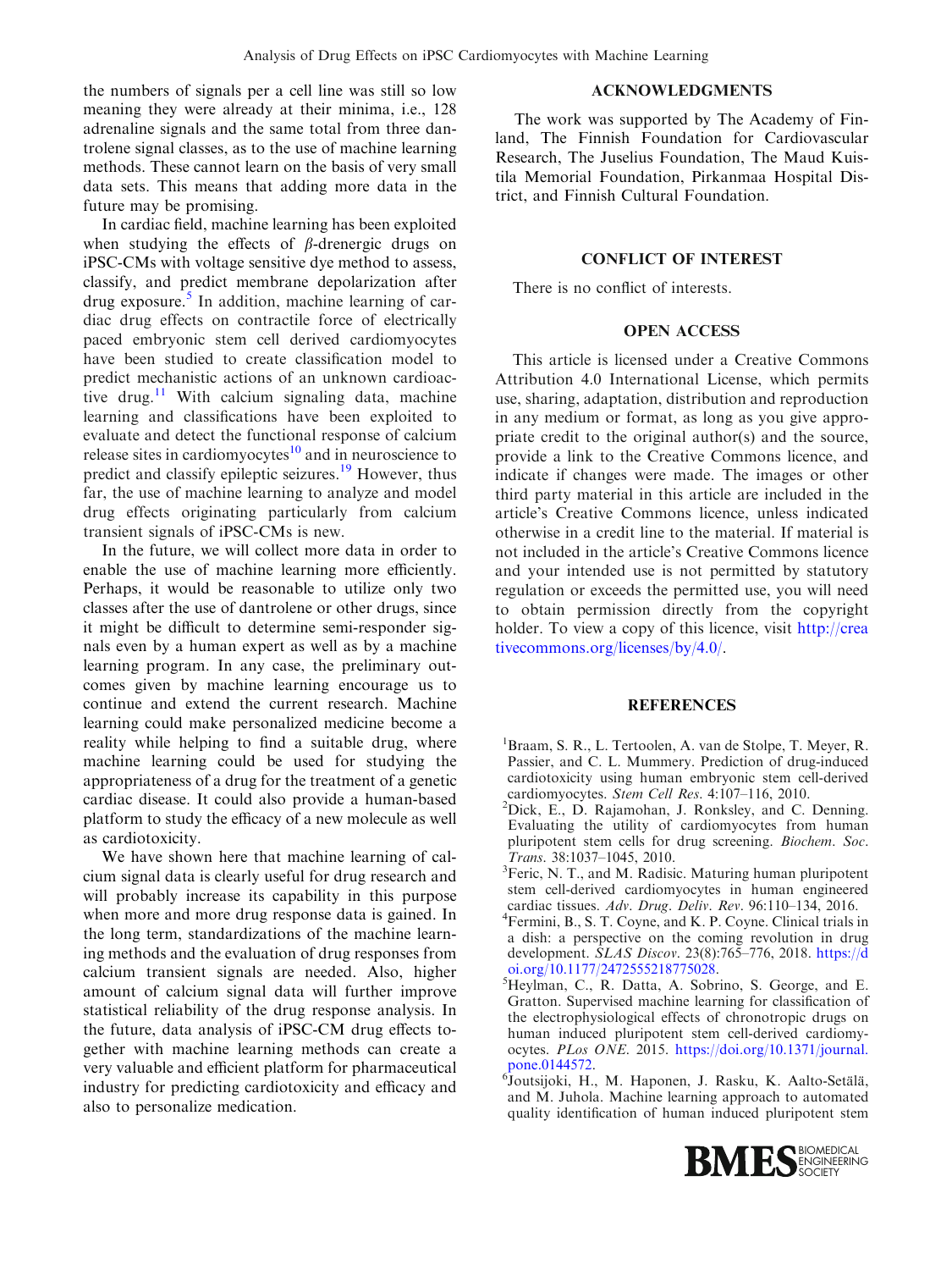the numbers of signals per a cell line was still so low meaning they were already at their minima, i.e., 128 adrenaline signals and the same total from three dantrolene signal classes, as to the use of machine learning methods. These cannot learn on the basis of very small data sets. This means that adding more data in the future may be promising.

In cardiac field, machine learning has been exploited when studying the effects of $\beta$-drenergic drugs on iPSC-CMs with voltage sensitive dye method to assess, classify, and predict membrane depolarization after drug exposure.[5] In addition, machine learning of cardiac drug effects on contractile force of electrically paced embryonic stem cell derived cardiomyocytes have been studied to create classification model to predict mechanistic actions of an unknown cardioactive drug.[11] With calcium signaling data, machine learning and classifications have been exploited to evaluate and detect the functional response of calcium release sites in cardiomyocytes[10] and in neuroscience to predict and classify epileptic seizures.[19] However, thus far, the use of machine learning to analyze and model drug effects originating particularly from calcium transient signals of iPSC-CMs is new.

In the future, we will collect more data in order to enable the use of machine learning more efficiently. Perhaps, it would be reasonable to utilize only two classes after the use of dantrolene or other drugs, since it might be difficult to determine semi-responder signals even by a human expert as well as by a machine learning program. In any case, the preliminary outcomes given by machine learning encourage us to continue and extend the current research. Machine learning could make personalized medicine become a reality while helping to find a suitable drug, where machine learning could be used for studying the appropriateness of a drug for the treatment of a genetic cardiac disease. It could also provide a human-based platform to study the efficacy of a new molecule as well as cardiotoxicity.

We have shown here that machine learning of calcium signal data is clearly useful for drug research and will probably increase its capability in this purpose when more and more drug response data is gained. In the long term, standardizations of the machine learning methods and the evaluation of drug responses from calcium transient signals are needed. Also, higher amount of calcium signal data will further improve statistical reliability of the drug response analysis. In the future, data analysis of iPSC-CM drug effects together with machine learning methods can create a very valuable and efficient platform for pharmaceutical industry for predicting cardiotoxicity and efficacy and also to personalize medication.

## ACKNOWLEDGMENTS

The work was supported by The Academy of Finland, The Finnish Foundation for Cardiovascular Research, The Juselius Foundation, The Maud Kuistila Memorial Foundation, Pirkanmaa Hospital District, and Finnish Cultural Foundation.

## CONFLICT OF INTEREST

There is no conflict of interests.

## OPEN ACCESS

This article is licensed under a Creative Commons Attribution 4.0 International License, which permits use, sharing, adaptation, distribution and reproduction in any medium or format, as long as you give appropriate credit to the original author(s) and the source, provide a link to the Creative Commons licence, and indicate if changes were made. The images or other third party material in this article are included in the article's Creative Commons licence, unless indicated otherwise in a credit line to the material. If material is not included in the article's Creative Commons licence and your intended use is not permitted by statutory regulation or exceeds the permitted use, you will need to obtain permission directly from the copyright holder. To view a copy of this licence, visit http://creativecommons.org/licenses/by/4.0/.

## REFERENCES

[1] Braam, S. R., L. Tertoolen, A. van de Stolpe, T. Meyer, R. Passier, and C. L. Mummery. Prediction of drug-induced cardiotoxicity using human embryonic stem cell-derived cardiomyocytes. *Stem Cell Res*. 4:107–116, 2010.

[2] Dick, E., D. Rajamohan, J. Ronksley, and C. Denning. Evaluating the utility of cardiomyocytes from human pluripotent stem cells for drug screening. *Biochem. Soc. Trans*. 38:1037–1045, 2010.

[3] Feric, N. T., and M. Radisic. Maturing human pluripotent stem cell-derived cardiomyocytes in human engineered cardiac tissues. *Adv. Drug. Deliv. Rev*. 96:110–134, 2016.

[4] Fermini, B., S. T. Coyne, and K. P. Coyne. Clinical trials in a dish: a perspective on the coming revolution in drug development. *SLAS Discov*. 23(8):765–776, 2018. https://doi.org/10.1177/2472555218775028.

[5] Heylman, C., R. Datta, A. Sobrino, S. George, and E. Gratton. Supervised machine learning for classification of the electrophysiological effects of chronotropic drugs on human induced pluripotent stem cell-derived cardiomyocytes. *PLos ONE*. 2015. https://doi.org/10.1371/journal.pone.0144572.

[6] Joutsijoki, H., M. Haponen, J. Rasku, K. Aalto-Setälä, and M. Juhola. Machine learning approach to automated quality identification of human induced pluripotent stem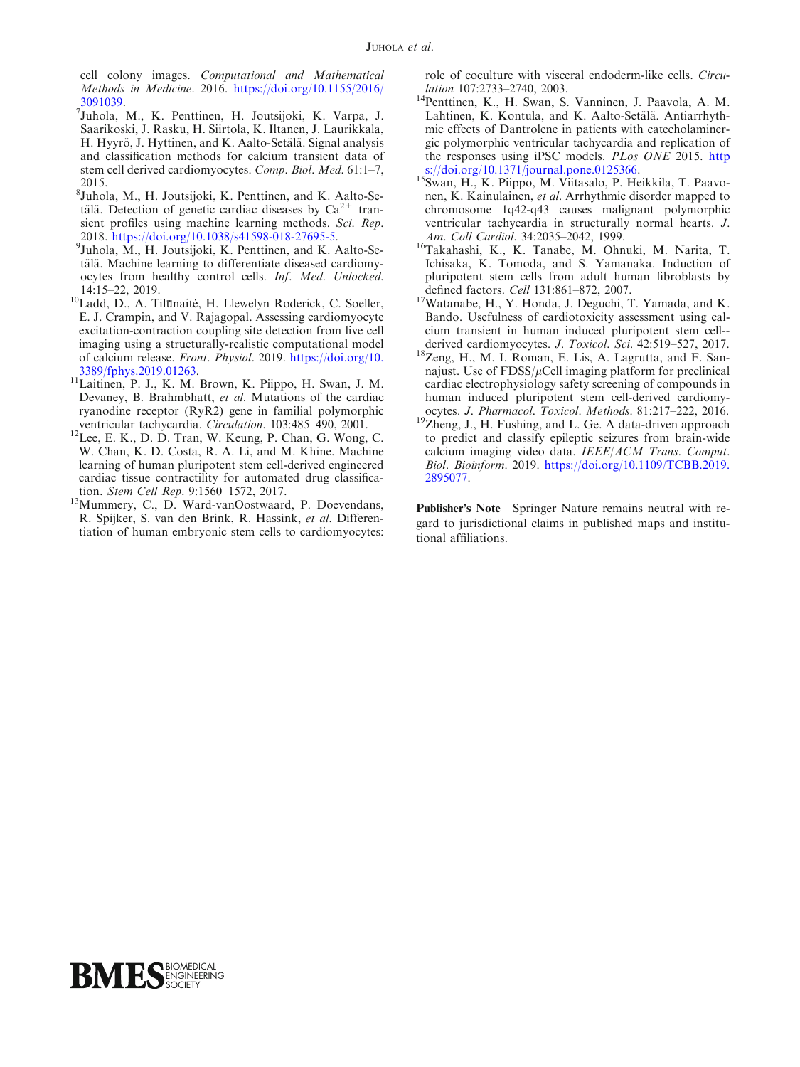cell colony images. *Computational and Mathematical Methods in Medicine*. 2016. https://doi.org/10.1155/2016/3091039.

[7]Juhola, M., K. Penttinen, H. Joutsijoki, K. Varpa, J. Saarikoski, J. Rasku, H. Siirtola, K. Iltanen, J. Laurikkala, H. Hyyrö, J. Hyttinen, and K. Aalto-Setälä. Signal analysis and classification methods for calcium transient data of stem cell derived cardiomyocytes. *Comp. Biol. Med.* 61:1–7, 2015.

[8]Juhola, M., H. Joutsijoki, K. Penttinen, and K. Aalto-Setälä. Detection of genetic cardiac diseases by $Ca^{2+}$ transient profiles using machine learning methods. *Sci. Rep.* 2018. https://doi.org/10.1038/s41598-018-27695-5.

[9]Juhola, M., H. Joutsijoki, K. Penttinen, and K. Aalto-Setälä. Machine learning to differentiate diseased cardiomyocytes from healthy control cells. *Inf. Med. Unlocked.* 14:15–22, 2019.

[10]Ladd, D., A. Tilūnaitė, H. Llewelyn Roderick, C. Soeller, E. J. Crampin, and V. Rajagopal. Assessing cardiomyocyte excitation-contraction coupling site detection from live cell imaging using a structurally-realistic computational model of calcium release. *Front. Physiol.* 2019. https://doi.org/10.3389/fphys.2019.01263.

[11]Laitinen, P. J., K. M. Brown, K. Piippo, H. Swan, J. M. Devaney, B. Brahmbhatt, *et al*. Mutations of the cardiac ryanodine receptor (RyR2) gene in familial polymorphic ventricular tachycardia. *Circulation*. 103:485–490, 2001.

[12]Lee, E. K., D. D. Tran, W. Keung, P. Chan, G. Wong, C. W. Chan, K. D. Costa, R. A. Li, and M. Khine. Machine learning of human pluripotent stem cell-derived engineered cardiac tissue contractility for automated drug classification. *Stem Cell Rep.* 9:1560–1572, 2017.

[13]Mummery, C., D. Ward-vanOostwaard, P. Doevendans, R. Spijker, S. van den Brink, R. Hassink, *et al*. Differentiation of human embryonic stem cells to cardiomyocytes: role of coculture with visceral endoderm-like cells. *Circulation* 107:2733–2740, 2003.

[14]Penttinen, K., H. Swan, S. Vanninen, J. Paavola, A. M. Lahtinen, K. Kontula, and K. Aalto-Setälä. Antiarrhythmic effects of Dantrolene in patients with catecholaminergic polymorphic ventricular tachycardia and replication of the responses using iPSC models. *PLos ONE* 2015. https://doi.org/10.1371/journal.pone.0125366.

[15]Swan, H., K. Piippo, M. Viitasalo, P. Heikkila, T. Paavonen, K. Kainulainen, *et al*. Arrhythmic disorder mapped to chromosome 1q42-q43 causes malignant polymorphic ventricular tachycardia in structurally normal hearts. *J. Am. Coll Cardiol.* 34:2035–2042, 1999.

[16]Takahashi, K., K. Tanabe, M. Ohnuki, M. Narita, T. Ichisaka, K. Tomoda, and S. Yamanaka. Induction of pluripotent stem cells from adult human fibroblasts by defined factors. *Cell* 131:861–872, 2007.

[17]Watanabe, H., Y. Honda, J. Deguchi, T. Yamada, and K. Bando. Usefulness of cardiotoxicity assessment using calcium transient in human induced pluripotent stem cell--derived cardiomyocytes. *J. Toxicol. Sci.* 42:519–527, 2017.

[18]Zeng, H., M. I. Roman, E. Lis, A. Lagrutta, and F. Sannajust. Use of FDSS/$\mu$Cell imaging platform for preclinical cardiac electrophysiology safety screening of compounds in human induced pluripotent stem cell-derived cardiomyocytes. *J. Pharmacol. Toxicol. Methods*. 81:217–222, 2016.

[19]Zheng, J., H. Fushing, and L. Ge. A data-driven approach to predict and classify epileptic seizures from brain-wide calcium imaging video data. *IEEE/ACM Trans. Comput. Biol. Bioinform.* 2019. https://doi.org/10.1109/TCBB.2019.2895077.

**Publisher's Note** Springer Nature remains neutral with regard to jurisdictional claims in published maps and institutional affiliations.